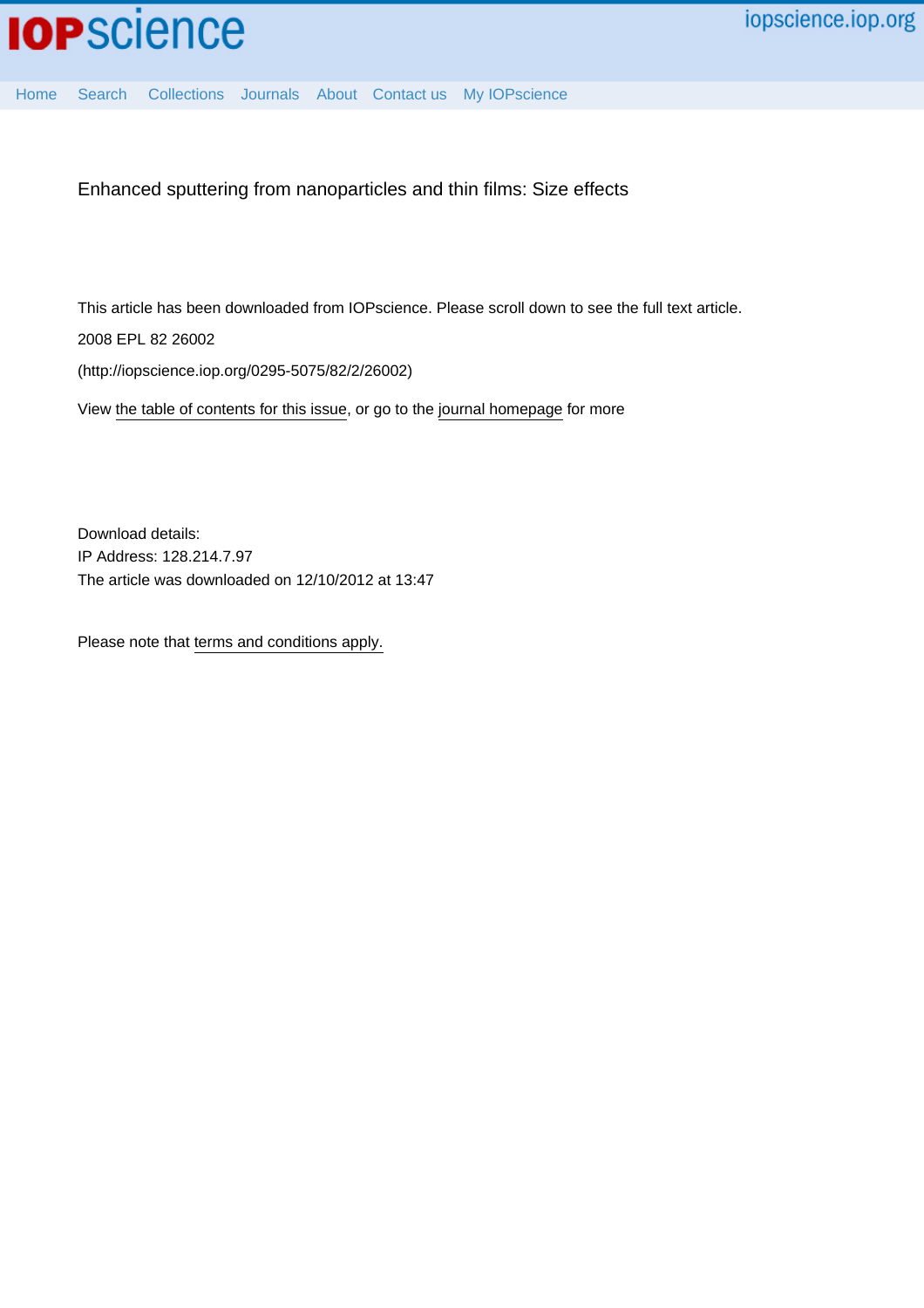Enhanced sputtering from nanoparticles and thin films: Size effects

This article has been downloaded from IOPscience. Please scroll down to see the full text article.

2008 EPL 82 26002

(http://iopscience.iop.org/0295-5075/82/2/26002)

View the table of contents for this issue, or go to the journal homepage for more

Download details:
IP Address: 128.214.7.97
The article was downloaded on 12/10/2012 at 13:47

Please note that terms and conditions apply.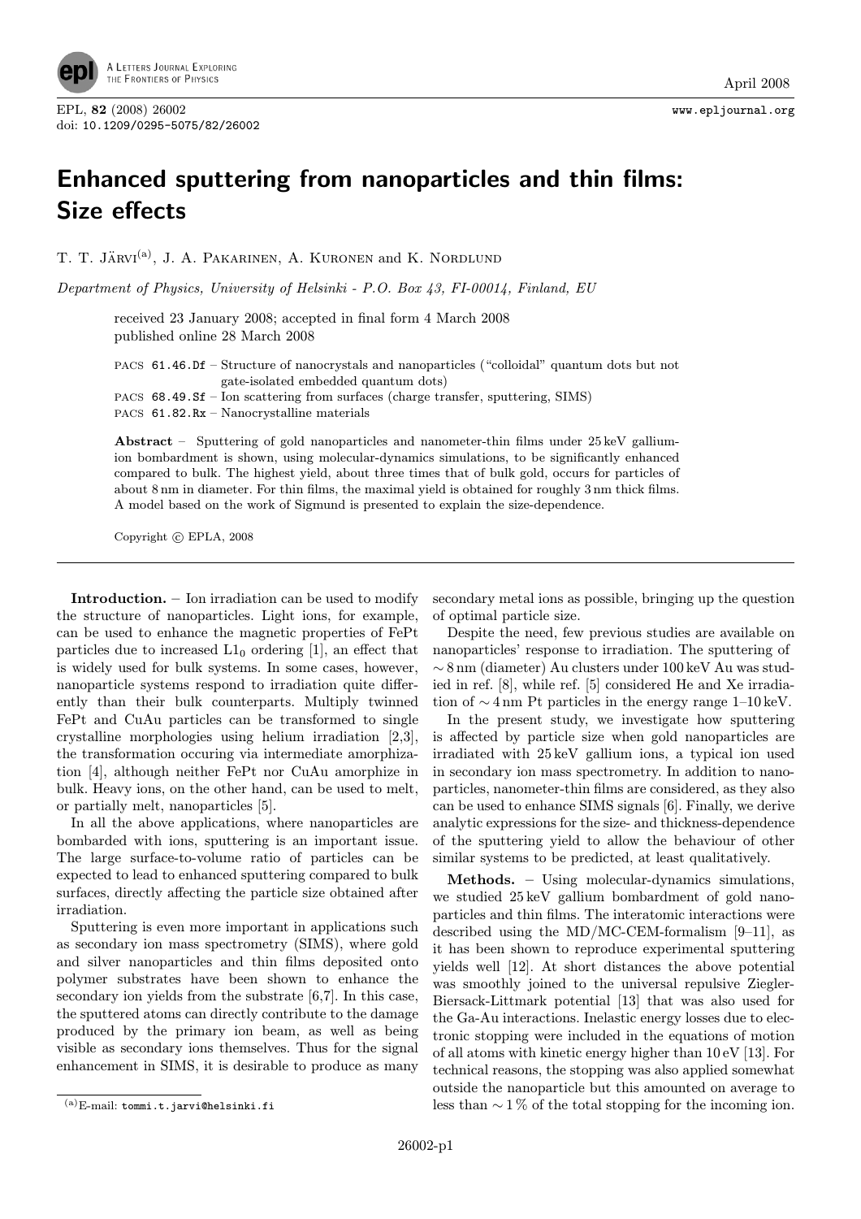# Enhanced sputtering from nanoparticles and thin films: Size effects

T. T. Järvi[(a)], J. A. Pakarinen, A. Kuronen and K. Nordlund

*Department of Physics, University of Helsinki - P.O. Box 43, FI-00014, Finland, EU*

received 23 January 2008; accepted in final form 4 March 2008
published online 28 March 2008

PACS 61.46.Df – Structure of nanocrystals and nanoparticles ("colloidal" quantum dots but not gate-isolated embedded quantum dots)
PACS 68.49.Sf – Ion scattering from surfaces (charge transfer, sputtering, SIMS)
PACS 61.82.Rx – Nanocrystalline materials

**Abstract** – Sputtering of gold nanoparticles and nanometer-thin films under 25 keV gallium-ion bombardment is shown, using molecular-dynamics simulations, to be significantly enhanced compared to bulk. The highest yield, about three times that of bulk gold, occurs for particles of about 8 nm in diameter. For thin films, the maximal yield is obtained for roughly 3 nm thick films. A model based on the work of Sigmund is presented to explain the size-dependence.

Copyright © EPLA, 2008

**Introduction.** – Ion irradiation can be used to modify the structure of nanoparticles. Light ions, for example, can be used to enhance the magnetic properties of FePt particles due to increased $L1_0$ ordering [1], an effect that is widely used for bulk systems. In some cases, however, nanoparticle systems respond to irradiation quite differently than their bulk counterparts. Multiply twinned FePt and CuAu particles can be transformed to single crystalline morphologies using helium irradiation [2,3], the transformation occuring via intermediate amorphization [4], although neither FePt nor CuAu amorphize in bulk. Heavy ions, on the other hand, can be used to melt, or partially melt, nanoparticles [5].

In all the above applications, where nanoparticles are bombarded with ions, sputtering is an important issue. The large surface-to-volume ratio of particles can be expected to lead to enhanced sputtering compared to bulk surfaces, directly affecting the particle size obtained after irradiation.

Sputtering is even more important in applications such as secondary ion mass spectrometry (SIMS), where gold and silver nanoparticles and thin films deposited onto polymer substrates have been shown to enhance the secondary ion yields from the substrate [6,7]. In this case, the sputtered atoms can directly contribute to the damage produced by the primary ion beam, as well as being visible as secondary ions themselves. Thus for the signal enhancement in SIMS, it is desirable to produce as many secondary metal ions as possible, bringing up the question of optimal particle size.

Despite the need, few previous studies are available on nanoparticles' response to irradiation. The sputtering of $\sim 8$ nm (diameter) Au clusters under 100 keV Au was studied in ref. [8], while ref. [5] considered He and Xe irradiation of $\sim 4$ nm Pt particles in the energy range 1–10 keV.

In the present study, we investigate how sputtering is affected by particle size when gold nanoparticles are irradiated with 25 keV gallium ions, a typical ion used in secondary ion mass spectrometry. In addition to nanoparticles, nanometer-thin films are considered, as they also can be used to enhance SIMS signals [6]. Finally, we derive analytic expressions for the size- and thickness-dependence of the sputtering yield to allow the behaviour of other similar systems to be predicted, at least qualitatively.

**Methods.** – Using molecular-dynamics simulations, we studied 25 keV gallium bombardment of gold nanoparticles and thin films. The interatomic interactions were described using the MD/MC-CEM-formalism [9–11], as it has been shown to reproduce experimental sputtering yields well [12]. At short distances the above potential was smoothly joined to the universal repulsive Ziegler-Biersack-Littmark potential [13] that was also used for the Ga-Au interactions. Inelastic energy losses due to electronic stopping were included in the equations of motion of all atoms with kinetic energy higher than 10 eV [13]. For technical reasons, the stopping was also applied somewhat outside the nanoparticle but this amounted on average to less than $\sim 1\,\%$ of the total stopping for the incoming ion.

(a) E-mail: tommi.t.jarvi@helsinki.fi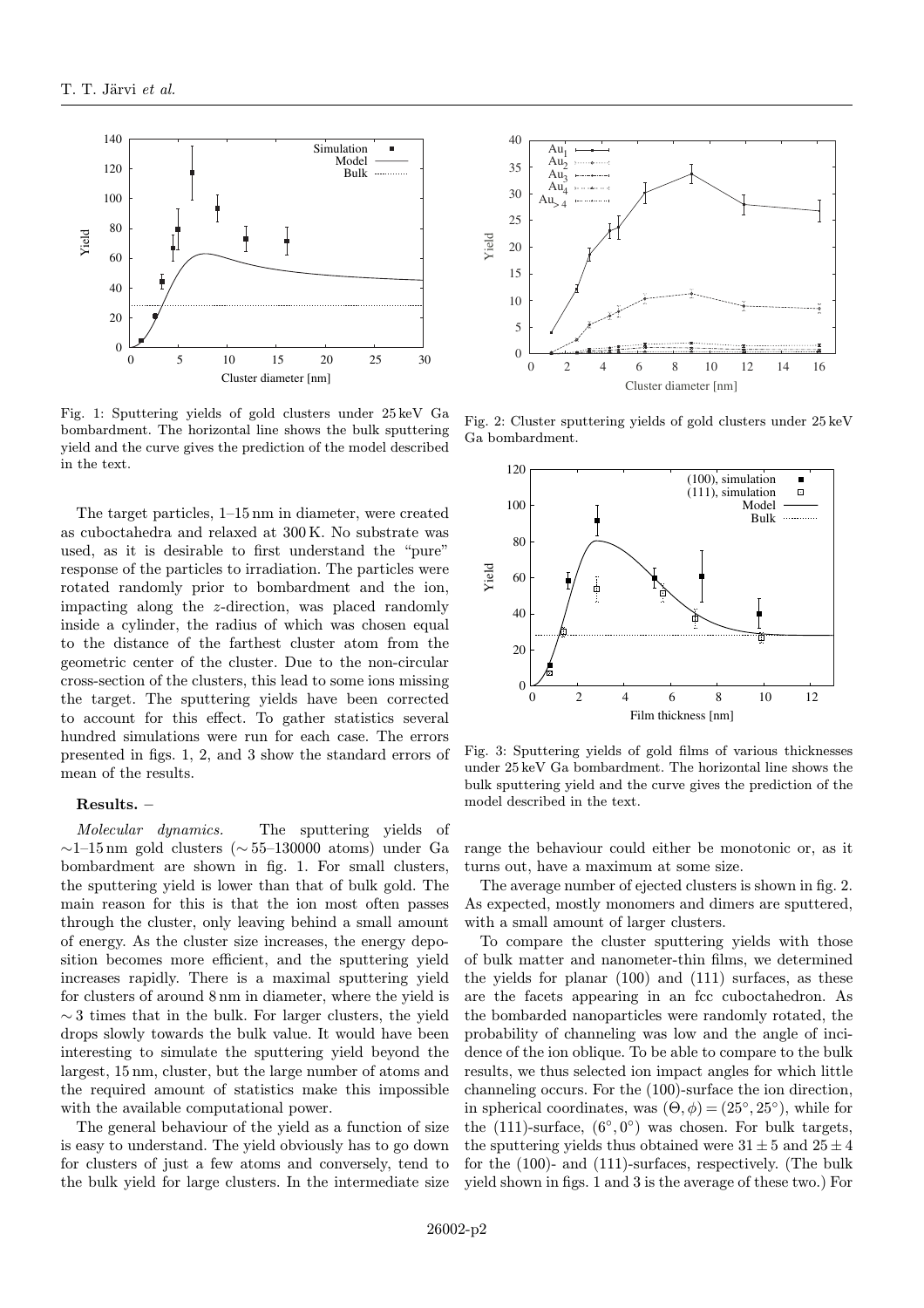Fig. 1: Sputtering yields of gold clusters under 25 keV Ga bombardment. The horizontal line shows the bulk sputtering yield and the curve gives the prediction of the model described in the text.

Fig. 2: Cluster sputtering yields of gold clusters under 25 keV Ga bombardment.

Fig. 3: Sputtering yields of gold films of various thicknesses under 25 keV Ga bombardment. The horizontal line shows the bulk sputtering yield and the curve gives the prediction of the model described in the text.

The target particles, 1–15 nm in diameter, were created as cuboctahedra and relaxed at 300 K. No substrate was used, as it is desirable to first understand the "pure" response of the particles to irradiation. The particles were rotated randomly prior to bombardment and the ion, impacting along the $z$-direction, was placed randomly inside a cylinder, the radius of which was chosen equal to the distance of the farthest cluster atom from the geometric center of the cluster. Due to the non-circular cross-section of the clusters, this lead to some ions missing the target. The sputtering yields have been corrected to account for this effect. To gather statistics several hundred simulations were run for each case. The errors presented in figs. 1, 2, and 3 show the standard errors of mean of the results.

**Results. –**

*Molecular dynamics.* The sputtering yields of $\sim$1–15 nm gold clusters ($\sim$55–130000 atoms) under Ga bombardment are shown in fig. 1. For small clusters, the sputtering yield is lower than that of bulk gold. The main reason for this is that the ion most often passes through the cluster, only leaving behind a small amount of energy. As the cluster size increases, the energy deposition becomes more efficient, and the sputtering yield increases rapidly. There is a maximal sputtering yield for clusters of around 8 nm in diameter, where the yield is $\sim$3 times that in the bulk. For larger clusters, the yield drops slowly towards the bulk value. It would have been interesting to simulate the sputtering yield beyond the largest, 15 nm, cluster, but the large number of atoms and the required amount of statistics make this impossible with the available computational power.

The general behaviour of the yield as a function of size is easy to understand. The yield obviously has to go down for clusters of just a few atoms and conversely, tend to the bulk yield for large clusters. In the intermediate size range the behaviour could either be monotonic or, as it turns out, have a maximum at some size.

The average number of ejected clusters is shown in fig. 2. As expected, mostly monomers and dimers are sputtered, with a small amount of larger clusters.

To compare the cluster sputtering yields with those of bulk matter and nanometer-thin films, we determined the yields for planar (100) and (111) surfaces, as these are the facets appearing in an fcc cuboctahedron. As the bombarded nanoparticles were randomly rotated, the probability of channeling was low and the angle of incidence of the ion oblique. To be able to compare to the bulk results, we thus selected ion impact angles for which little channeling occurs. For the (100)-surface the ion direction, in spherical coordinates, was $(\Theta, \phi) = (25^\circ, 25^\circ)$, while for the (111)-surface, $(6^\circ, 0^\circ)$ was chosen. For bulk targets, the sputtering yields thus obtained were $31 \pm 5$ and $25 \pm 4$ for the (100)- and (111)-surfaces, respectively. (The bulk yield shown in figs. 1 and 3 is the average of these two.) For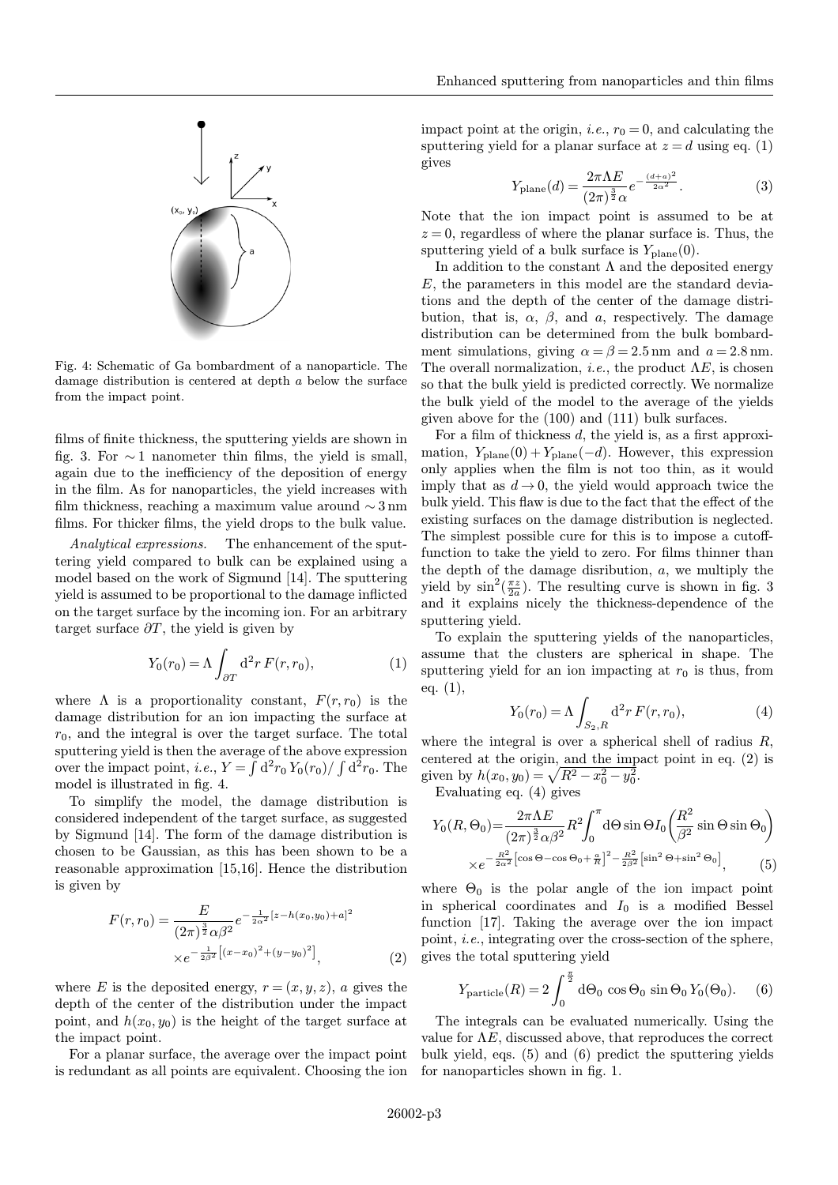Fig. 4: Schematic of Ga bombardment of a nanoparticle. The damage distribution is centered at depth $a$ below the surface from the impact point.

films of finite thickness, the sputtering yields are shown in fig. 3. For $\sim 1$ nanometer thin films, the yield is small, again due to the inefficiency of the deposition of energy in the film. As for nanoparticles, the yield increases with film thickness, reaching a maximum value around $\sim 3$ nm films. For thicker films, the yield drops to the bulk value.

*Analytical expressions.* The enhancement of the sputtering yield compared to bulk can be explained using a model based on the work of Sigmund [14]. The sputtering yield is assumed to be proportional to the damage inflicted on the target surface by the incoming ion. For an arbitrary target surface $\partial T$, the yield is given by

$$Y_0(r_0) = \Lambda \int_{\partial T} \mathrm{d}^2 r \, F(r, r_0), \tag{1}$$

where $\Lambda$ is a proportionality constant, $F(r, r_0)$ is the damage distribution for an ion impacting the surface at $r_0$, and the integral is over the target surface. The total sputtering yield is then the average of the above expression over the impact point, *i.e.*, $Y = \int \mathrm{d}^2 r_0 \, Y_0(r_0) / \int \mathrm{d}^2 r_0$. The model is illustrated in fig. 4.

To simplify the model, the damage distribution is considered independent of the target surface, as suggested by Sigmund [14]. The form of the damage distribution is chosen to be Gaussian, as this has been shown to be a reasonable approximation [15,16]. Hence the distribution is given by

$$F(r, r_0) = \frac{E}{(2\pi)^{\frac{3}{2}} \alpha \beta^2} e^{-\frac{1}{2\alpha^2}[z - h(x_0, y_0) + a]^2} \times e^{-\frac{1}{2\beta^2}\left[(x - x_0)^2 + (y - y_0)^2\right]}, \tag{2}$$

where $E$ is the deposited energy, $r = (x, y, z)$, $a$ gives the depth of the center of the distribution under the impact point, and $h(x_0, y_0)$ is the height of the target surface at the impact point.

For a planar surface, the average over the impact point is redundant as all points are equivalent. Choosing the ion impact point at the origin, *i.e.*, $r_0 = 0$, and calculating the sputtering yield for a planar surface at $z = d$ using eq. (1) gives

$$Y_{\mathrm{plane}}(d) = \frac{2\pi \Lambda E}{(2\pi)^{\frac{3}{2}} \alpha} e^{-\frac{(d + a)^2}{2\alpha^2}}. \tag{3}$$

Note that the ion impact point is assumed to be at $z = 0$, regardless of where the planar surface is. Thus, the sputtering yield of a bulk surface is $Y_{\mathrm{plane}}(0)$.

In addition to the constant $\Lambda$ and the deposited energy $E$, the parameters in this model are the standard deviations and the depth of the center of the damage distribution, that is, $\alpha$, $\beta$, and $a$, respectively. The damage distribution can be determined from the bulk bombardment simulations, giving $\alpha = \beta = 2.5$ nm and $a = 2.8$ nm. The overall normalization, *i.e.*, the product $\Lambda E$, is chosen so that the bulk yield is predicted correctly. We normalize the bulk yield of the model to the average of the yields given above for the (100) and (111) bulk surfaces.

For a film of thickness $d$, the yield is, as a first approximation, $Y_{\mathrm{plane}}(0) + Y_{\mathrm{plane}}(-d)$. However, this expression only applies when the film is not too thin, as it would imply that as $d \to 0$, the yield would approach twice the bulk yield. This flaw is due to the fact that the effect of the existing surfaces on the damage distribution is neglected. The simplest possible cure for this is to impose a cutoff-function to take the yield to zero. For films thinner than the depth of the damage disribution, $a$, we multiply the yield by $\sin^2(\frac{\pi z}{2a})$. The resulting curve is shown in fig. 3 and it explains nicely the thickness-dependence of the sputtering yield.

To explain the sputtering yields of the nanoparticles, assume that the clusters are spherical in shape. The sputtering yield for an ion impacting at $r_0$ is thus, from eq. (1),

$$Y_0(r_0) = \Lambda \int_{S_2, R} \mathrm{d}^2 r \, F(r, r_0), \tag{4}$$

where the integral is over a spherical shell of radius $R$, centered at the origin, and the impact point in eq. (2) is given by $h(x_0, y_0) = \sqrt{R^2 - x_0^2 - y_0^2}$.

Evaluating eq. (4) gives

$$Y_0(R, \Theta_0) = \frac{2\pi \Lambda E}{(2\pi)^{\frac{3}{2}} \alpha \beta^2} R^2 \int_0^{\pi} \mathrm{d}\Theta \sin\Theta \, I_0\left(\frac{R^2}{\beta^2} \sin\Theta \sin\Theta_0\right) \times e^{-\frac{R^2}{2\alpha^2}\left[\cos\Theta - \cos\Theta_0 + \frac{a}{R}\right]^2 - \frac{R^2}{2\beta^2}\left[\sin^2\Theta + \sin^2\Theta_0\right]}, \tag{5}$$

where $\Theta_0$ is the polar angle of the ion impact point in spherical coordinates and $I_0$ is a modified Bessel function [17]. Taking the average over the ion impact point, *i.e.*, integrating over the cross-section of the sphere, gives the total sputtering yield

$$Y_{\mathrm{particle}}(R) = 2 \int_0^{\frac{\pi}{2}} \mathrm{d}\Theta_0 \, \cos\Theta_0 \, \sin\Theta_0 \, Y_0(\Theta_0). \tag{6}$$

The integrals can be evaluated numerically. Using the value for $\Lambda E$, discussed above, that reproduces the correct bulk yield, eqs. (5) and (6) predict the sputtering yields for nanoparticles shown in fig. 1.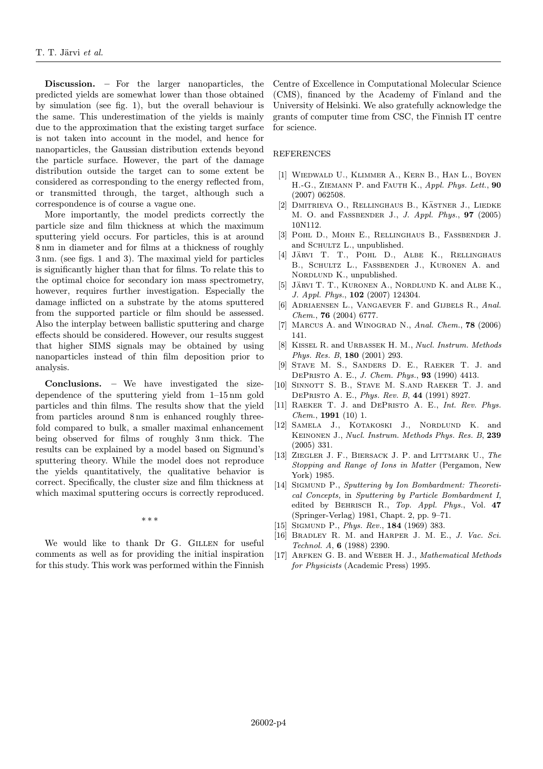**Discussion.** – For the larger nanoparticles, the predicted yields are somewhat lower than those obtained by simulation (see fig. 1), but the overall behaviour is the same. This underestimation of the yields is mainly due to the approximation that the existing target surface is not taken into account in the model, and hence for nanoparticles, the Gaussian distribution extends beyond the particle surface. However, the part of the damage distribution outside the target can to some extent be considered as corresponding to the energy reflected from, or transmitted through, the target, although such a correspondence is of course a vague one.

More importantly, the model predicts correctly the particle size and film thickness at which the maximum sputtering yield occurs. For particles, this is at around 8 nm in diameter and for films at a thickness of roughly 3 nm. (see figs. 1 and 3). The maximal yield for particles is significantly higher than that for films. To relate this to the optimal choice for secondary ion mass spectrometry, however, requires further investigation. Especially the damage inflicted on a substrate by the atoms sputtered from the supported particle or film should be assessed. Also the interplay between ballistic sputtering and charge effects should be considered. However, our results suggest that higher SIMS signals may be obtained by using nanoparticles instead of thin film deposition prior to analysis.

**Conclusions.** – We have investigated the size-dependence of the sputtering yield from 1–15 nm gold particles and thin films. The results show that the yield from particles around 8 nm is enhanced roughly threefold compared to bulk, a smaller maximal enhancement being observed for films of roughly 3 nm thick. The results can be explained by a model based on Sigmund's sputtering theory. While the model does not reproduce the yields quantitatively, the qualitative behavior is correct. Specifically, the cluster size and film thickness at which maximal sputtering occurs is correctly reproduced.

\* \* \*

We would like to thank Dr G. Gillen for useful comments as well as for providing the initial inspiration for this study. This work was performed within the Finnish Centre of Excellence in Computational Molecular Science (CMS), financed by the Academy of Finland and the University of Helsinki. We also gratefully acknowledge the grants of computer time from CSC, the Finnish IT centre for science.

REFERENCES

[1] Wiedwald U., Klimmer A., Kern B., Han L., Boyen H.-G., Ziemann P. and Fauth K., *Appl. Phys. Lett.*, **90** (2007) 062508.

[2] Dmitrieva O., Rellinghaus B., Kästner J., Liedke M. O. and Fassbender J., *J. Appl. Phys.*, **97** (2005) 10N112.

[3] Pohl D., Mohn E., Rellinghaus B., Fassbender J. and Schultz L., unpublished.

[4] Järvi T. T., Pohl D., Albe K., Rellinghaus B., Schultz L., Fassbender J., Kuronen A. and Nordlund K., unpublished.

[5] Järvi T. T., Kuronen A., Nordlund K. and Albe K., *J. Appl. Phys.*, **102** (2007) 124304.

[6] Adriaensen L., Vangaever F. and Gijbels R., *Anal. Chem.*, **76** (2004) 6777.

[7] Marcus A. and Winograd N., *Anal. Chem.*, **78** (2006) 141.

[8] Kissel R. and Urbassek H. M., *Nucl. Instrum. Methods Phys. Res. B*, **180** (2001) 293.

[9] Stave M. S., Sanders D. E., Raeker T. J. and DePristo A. E., *J. Chem. Phys.*, **93** (1990) 4413.

[10] Sinnott S. B., Stave M. S.and Raeker T. J. and DePristo A. E., *Phys. Rev. B*, **44** (1991) 8927.

[11] Raeker T. J. and DePristo A. E., *Int. Rev. Phys. Chem.*, **1991** (10) 1.

[12] Samela J., Kotakoski J., Nordlund K. and Keinonen J., *Nucl. Instrum. Methods Phys. Res. B*, **239** (2005) 331.

[13] Ziegler J. F., Biersack J. P. and Littmark U., *The Stopping and Range of Ions in Matter* (Pergamon, New York) 1985.

[14] Sigmund P., *Sputtering by Ion Bombardment: Theoretical Concepts,* in *Sputtering by Particle Bombardment I*, edited by Behrisch R., *Top. Appl. Phys.*, Vol. **47** (Springer-Verlag) 1981, Chapt. 2, pp. 9–71.

[15] Sigmund P., *Phys. Rev.*, **184** (1969) 383.

[16] Bradley R. M. and Harper J. M. E., *J. Vac. Sci. Technol. A*, **6** (1988) 2390.

[17] Arfken G. B. and Weber H. J., *Mathematical Methods for Physicists* (Academic Press) 1995.